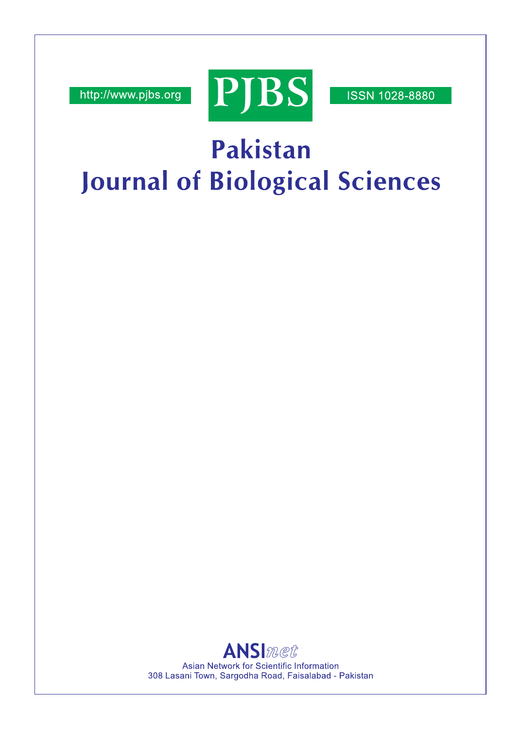http://www.pjbs.org

PJBS

ISSN 1028-8880

# Pakistan Journal of Biological Sciences

ANSInet

Asian Network for Scientific Information

308 Lasani Town, Sargodha Road, Faisalabad - Pakistan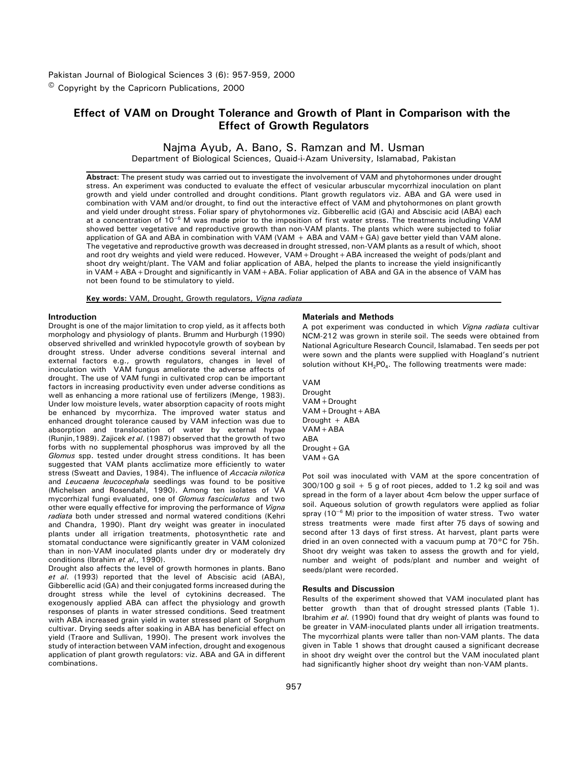Pakistan Journal of Biological Sciences 3 (6): 957-959, 2000

© Copyright by the Capricorn Publications, 2000

# Effect of VAM on Drought Tolerance and Growth of Plant in Comparison with the Effect of Growth Regulators

Najma Ayub, A. Bano, S. Ramzan and M. Usman

Department of Biological Sciences, Quaid-i-Azam University, Islamabad, Pakistan

**Abstract**: The present study was carried out to investigate the involvement of VAM and phytohormones under drought stress. An experiment was conducted to evaluate the effect of vesicular arbuscular mycorrhizal inoculation on plant growth and yield under controlled and drought conditions. Plant growth regulators viz. ABA and GA were used in combination with VAM and/or drought, to find out the interactive effect of VAM and phytohormones on plant growth and yield under drought stress. Foliar spary of phytohormones viz. Gibberellic acid (GA) and Abscisic acid (ABA) each at a concentration of $10^{-6}$ M was made prior to the imposition of first water stress. The treatments including VAM showed better vegetative and reproductive growth than non-VAM plants. The plants which were subjected to foliar application of GA and ABA in combination with VAM (VAM + ABA and VAM+GA) gave better yield than VAM alone. The vegetative and reproductive growth was decreased in drought stressed, non-VAM plants as a result of which, shoot and root dry weights and yield were reduced. However, VAM+Drought+ABA increased the weight of pods/plant and shoot dry weight/plant. The VAM and foliar application of ABA, helped the plants to increase the yield insignificantly in VAM+ABA+Drought and significantly in VAM+ABA. Foliar application of ABA and GA in the absence of VAM has not been found to be stimulatory to yield.

**Key words:** VAM, Drought, Growth regulators, *Vigna radiata*

## Introduction

Drought is one of the major limitation to crop yield, as it affects both morphology and physiology of plants. Brumm and Hurburgh (1990) observed shrivelled and wrinkled hypocotyle growth of soybean by drought stress. Under adverse conditions several internal and external factors e.g., growth regulators, changes in level of inoculation with VAM fungus ameliorate the adverse affects of drought. The use of VAM fungi in cultivated crop can be important factors in increasing productivity even under adverse conditions as well as enhancing a more rational use of fertilizers (Menge, 1983). Under low moisture levels, water absorption capacity of roots might be enhanced by mycorrhiza. The improved water status and enhanced drought tolerance caused by VAM infection was due to absorption and translocation of water by external hypae (Runjin,1989). Zajicek *et al*. (1987) observed that the growth of two forbs with no supplemental phosphorus was improved by all the *Glomus* spp. tested under drought stress conditions. It has been suggested that VAM plants acclimatize more efficiently to water stress (Sweatt and Davies, 1984). The influence of *Accacia nilotica* and *Leucaena leucocephala* seedlings was found to be positive (Michelsen and Rosendahl, 1990). Among ten isolates of VA mycorrhizal fungi evaluated, one of *Glomus fasciculatus* and two other were equally effective for improving the performance of *Vigna radiata* both under stressed and normal watered conditions (Kehri and Chandra, 1990). Plant dry weight was greater in inoculated plants under all irrigation treatments, photosynthetic rate and stomatal conductance were significantly greater in VAM colonized than in non-VAM inoculated plants under dry or moderately dry conditions (Ibrahim *et al*., 1990).

Drought also affects the level of growth hormones in plants. Bano *et al*. (1993) reported that the level of Abscisic acid (ABA), Gibberellic acid (GA) and their conjugated forms increased during the drought stress while the level of cytokinins decreased. The exogenously applied ABA can affect the physiology and growth responses of plants in water stressed conditions. Seed treatment with ABA increased grain yield in water stressed plant of Sorghum cultivar. Drying seeds after soaking in ABA has beneficial effect on yield (Traore and Sullivan, 1990). The present work involves the study of interaction between VAM infection, drought and exogenous application of plant growth regulators: viz. ABA and GA in different combinations.

## Materials and Methods

A pot experiment was conducted in which *Vigna radiata* cultivar NCM-212 was grown in sterile soil. The seeds were obtained from National Agriculture Research Council, Islamabad. Ten seeds per pot were sown and the plants were supplied with Hoagland's nutrient solution without $KH_2PO_4$. The following treatments were made:

VAM
Drought
VAM+Drought
VAM+Drought+ABA
Drought + ABA
VAM+ABA
ABA
Drought+GA
VAM+GA

Pot soil was inoculated with VAM at the spore concentration of 300/100 g soil + 5 g of root pieces, added to 1.2 kg soil and was spread in the form of a layer about 4cm below the upper surface of soil. Aqueous solution of growth regulators were applied as foliar spray ($10^{-6}$ M) prior to the imposition of water stress. Two water stress treatments were made first after 75 days of sowing and second after 13 days of first stress. At harvest, plant parts were dried in an oven connected with a vacuum pump at 70°C for 75h. Shoot dry weight was taken to assess the growth and for yield, number and weight of pods/plant and number and weight of seeds/plant were recorded.

## Results and Discussion

Results of the experiment showed that VAM inoculated plant has better growth than that of drought stressed plants (Table 1). Ibrahim *et al*. (1990) found that dry weight of plants was found to be greater in VAM-inoculated plants under all irrigation treatments. The mycorrhizal plants were taller than non-VAM plants. The data given in Table 1 shows that drought caused a significant decrease in shoot dry weight over the control but the VAM inoculated plant had significantly higher shoot dry weight than non-VAM plants.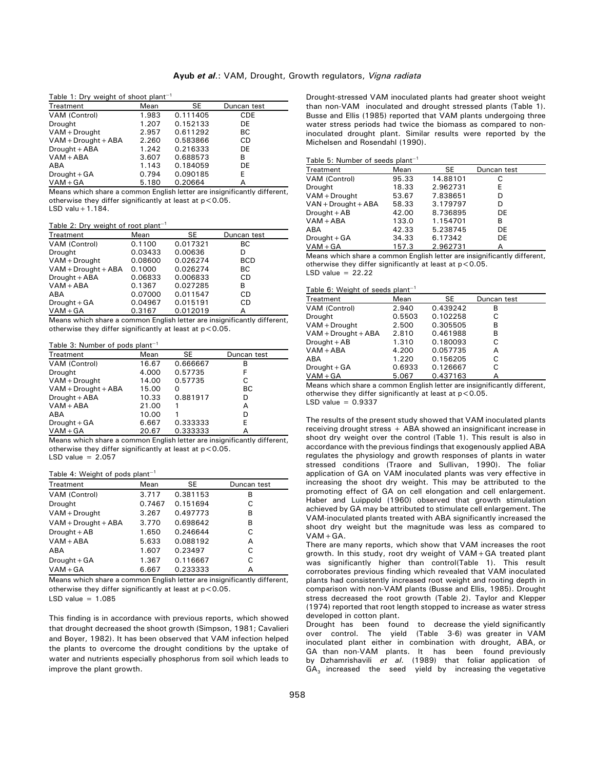Table 1: Dry weight of shoot plant$^{-1}$

| Treatment | Mean | SE | Duncan test |
|---|---|---|---|
| VAM (Control) | 1.983 | 0.111405 | CDE |
| Drought | 1.207 | 0.152133 | DE |
| VAM + Drought | 2.957 | 0.611292 | BC |
| VAM + Drought + ABA | 2.260 | 0.583866 | CD |
| Drought + ABA | 1.242 | 0.216333 | DE |
| VAM + ABA | 3.607 | 0.688573 | B |
| ABA | 1.143 | 0.184059 | DE |
| Drought + GA | 0.794 | 0.090185 | E |
| VAM + GA | 5.180 | 0.20664 | A |

Means which share a common English letter are insignificantly different, otherwise they differ significantly at least at $p < 0.05$.
LSD valu + 1.184.

Table 2: Dry weight of root plant$^{-1}$

| Treatment | Mean | SE | Duncan test |
|---|---|---|---|
| VAM (Control) | 0.1100 | 0.017321 | BC |
| Drought | 0.03433 | 0.00636 | D |
| VAM + Drought | 0.08600 | 0.026274 | BCD |
| VAM + Drought + ABA | 0.1000 | 0.026274 | BC |
| Drought + ABA | 0.06833 | 0.006833 | CD |
| VAM + ABA | 0.1367 | 0.027285 | B |
| ABA | 0.07000 | 0.011547 | CD |
| Drought + GA | 0.04967 | 0.015191 | CD |
| VAM + GA | 0.3167 | 0.012019 | A |

Means which share a common English letter are insignificantly different, otherwise they differ significantly at least at $p < 0.05$.

Table 3: Number of pods plant$^{-1}$

| Treatment | Mean | SE | Duncan test |
|---|---|---|---|
| VAM (Control) | 16.67 | 0.666667 | B |
| Drought | 4.000 | 0.57735 | F |
| VAM + Drought | 14.00 | 0.57735 | C |
| VAM + Drought + ABA | 15.00 | 0 | BC |
| Drought + ABA | 10.33 | 0.881917 | D |
| VAM + ABA | 21.00 | 1 | A |
| ABA | 10.00 | 1 | D |
| Drought + GA | 6.667 | 0.333333 | E |
| VAM + GA | 20.67 | 0.333333 | A |

Means which share a common English letter are insignificantly different, otherwise they differ significantly at least at $p < 0.05$.
LSD value = 2.057

Table 4: Weight of pods plant$^{-1}$

| Treatment | Mean | SE | Duncan test |
|---|---|---|---|
| VAM (Control) | 3.717 | 0.381153 | B |
| Drought | 0.7467 | 0.151694 | C |
| VAM + Drought | 3.267 | 0.497773 | B |
| VAM + Drought + ABA | 3.770 | 0.698642 | B |
| Drought + AB | 1.650 | 0.246644 | C |
| VAM + ABA | 5.633 | 0.088192 | A |
| ABA | 1.607 | 0.23497 | C |
| Drought + GA | 1.367 | 0.116667 | C |
| VAM + GA | 6.667 | 0.233333 | A |

Means which share a common English letter are insignificantly different, otherwise they differ significantly at least at $p < 0.05$.
LSD value = 1.085

This finding is in accordance with previous reports, which showed that drought decreased the shoot growth (Simpson, 1981; Cavalieri and Boyer, 1982). It has been observed that VAM infection helped the plants to overcome the drought conditions by the uptake of water and nutrients especially phosphorus from soil which leads to improve the plant growth.

Drought-stressed VAM inoculated plants had greater shoot weight than non-VAM inoculated and drought stressed plants (Table 1). Busse and Ellis (1985) reported that VAM plants undergoing three water stress periods had twice the biomass as compared to non-inoculated drought plant. Similar results were reported by the Michelsen and Rosendahl (1990).

Table 5: Number of seeds plant$^{-1}$

| Treatment | Mean | SE | Duncan test |
|---|---|---|---|
| VAM (Control) | 95.33 | 14.88101 | C |
| Drought | 18.33 | 2.962731 | E |
| VAM + Drought | 53.67 | 7.838651 | D |
| VAN + Drought + ABA | 58.33 | 3.179797 | D |
| Drought + AB | 42.00 | 8.736895 | DE |
| VAM + ABA | 133.0 | 1.154701 | B |
| ABA | 42.33 | 5.238745 | DE |
| Drought + GA | 34.33 | 6.17342 | DE |
| VAM + GA | 157.3 | 2.962731 | A |

Means which share a common English letter are insignificantly different, otherwise they differ significantly at least at $p < 0.05$.
LSD value = 22.22

Table 6: Weight of seeds plant$^{-1}$

| Treatment | Mean | SE | Duncan test |
|---|---|---|---|
| VAM (Control) | 2.940 | 0.439242 | B |
| Drought | 0.5503 | 0.102258 | C |
| VAM + Drought | 2.500 | 0.305505 | B |
| VAM + Drought + ABA | 2.810 | 0.461988 | B |
| Drought + AB | 1.310 | 0.180093 | C |
| VAM + ABA | 4.200 | 0.057735 | A |
| ABA | 1.220 | 0.156205 | C |
| Drought + GA | 0.6933 | 0.126667 | C |
| VAM + GA | 5.067 | 0.437163 | A |

Means which share a common English letter are insignificantly different, otherwise they differ significantly at least at $p < 0.05$.
LSD value = 0.9337

The results of the present study showed that VAM inoculated plants receiving drought stress + ABA showed an insignificant increase in shoot dry weight over the control (Table 1). This result is also in accordance with the previous findings that exogenously applied ABA regulates the physiology and growth responses of plants in water stressed conditions (Traore and Sullivan, 1990). The foliar application of GA on VAM inoculated plants was very effective in increasing the shoot dry weight. This may be attributed to the promoting effect of GA on cell elongation and cell enlargement. Haber and Luippold (1960) observed that growth stimulation achieved by GA may be attributed to stimulate cell enlargement. The VAM-inoculated plants treated with ABA significantly increased the shoot dry weight but the magnitude was less as compared to VAM + GA.

There are many reports, which show that VAM increases the root growth. In this study, root dry weight of VAM + GA treated plant was significantly higher than control(Table 1). This result corroborates previous finding which revealed that VAM inoculated plants had consistently increased root weight and rooting depth in comparison with non-VAM plants (Busse and Ellis, 1985). Drought stress decreased the root growth (Table 2). Taylor and Klepper (1974) reported that root length stopped to increase as water stress developed in cotton plant.

Drought has been found to decrease the yield significantly over control. The yield (Table 3-6) was greater in VAM inoculated plant either in combination with drought, ABA, or GA than non-VAM plants. It has been found previously by Dzhamrishavili *et al*. (1989) that foliar application of $GA_3$ increased the seed yield by increasing the vegetative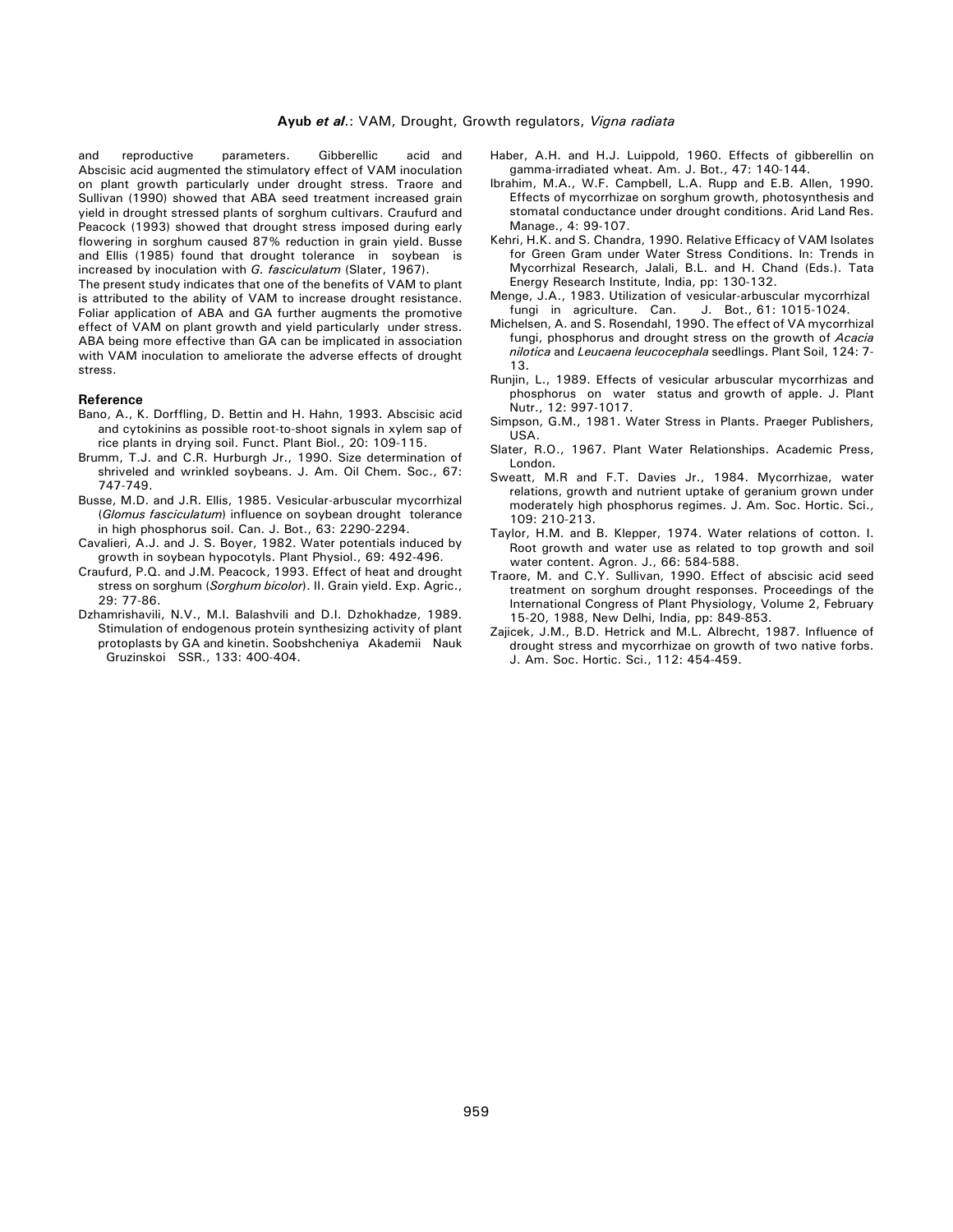and reproductive parameters. Gibberellic acid and Abscisic acid augmented the stimulatory effect of VAM inoculation on plant growth particularly under drought stress. Traore and Sullivan (1990) showed that ABA seed treatment increased grain yield in drought stressed plants of sorghum cultivars. Craufurd and Peacock (1993) showed that drought stress imposed during early flowering in sorghum caused 87% reduction in grain yield. Busse and Ellis (1985) found that drought tolerance in soybean is increased by inoculation with *G. fasciculatum* (Slater, 1967).

The present study indicates that one of the benefits of VAM to plant is attributed to the ability of VAM to increase drought resistance. Foliar application of ABA and GA further augments the promotive effect of VAM on plant growth and yield particularly under stress. ABA being more effective than GA can be implicated in association with VAM inoculation to ameliorate the adverse effects of drought stress.

## Reference

Bano, A., K. Dorffling, D. Bettin and H. Hahn, 1993. Abscisic acid and cytokinins as possible root-to-shoot signals in xylem sap of rice plants in drying soil. Funct. Plant Biol., 20: 109-115.

Brumm, T.J. and C.R. Hurburgh Jr., 1990. Size determination of shriveled and wrinkled soybeans. J. Am. Oil Chem. Soc., 67: 747-749.

Busse, M.D. and J.R. Ellis, 1985. Vesicular-arbuscular mycorrhizal (*Glomus fasciculatum*) influence on soybean drought tolerance in high phosphorus soil. Can. J. Bot., 63: 2290-2294.

Cavalieri, A.J. and J. S. Boyer, 1982. Water potentials induced by growth in soybean hypocotyls. Plant Physiol., 69: 492-496.

Craufurd, P.Q. and J.M. Peacock, 1993. Effect of heat and drought stress on sorghum (*Sorghum bicolor*). II. Grain yield. Exp. Agric., 29: 77-86.

Dzhamrishavili, N.V., M.I. Balashvili and D.I. Dzhokhadze, 1989. Stimulation of endogenous protein synthesizing activity of plant protoplasts by GA and kinetin. Soobshcheniya Akademii Nauk Gruzinskoi SSR., 133: 400-404.

Haber, A.H. and H.J. Luippold, 1960. Effects of gibberellin on gamma-irradiated wheat. Am. J. Bot., 47: 140-144.

Ibrahim, M.A., W.F. Campbell, L.A. Rupp and E.B. Allen, 1990. Effects of mycorrhizae on sorghum growth, photosynthesis and stomatal conductance under drought conditions. Arid Land Res. Manage., 4: 99-107.

Kehri, H.K. and S. Chandra, 1990. Relative Efficacy of VAM Isolates for Green Gram under Water Stress Conditions. In: Trends in Mycorrhizal Research, Jalali, B.L. and H. Chand (Eds.). Tata Energy Research Institute, India, pp: 130-132.

Menge, J.A., 1983. Utilization of vesicular-arbuscular mycorrhizal fungi in agriculture. Can. J. Bot., 61: 1015-1024.

Michelsen, A. and S. Rosendahl, 1990. The effect of VA mycorrhizal fungi, phosphorus and drought stress on the growth of *Acacia nilotica* and *Leucaena leucocephala* seedlings. Plant Soil, 124: 7-13.

Runjin, L., 1989. Effects of vesicular arbuscular mycorrhizas and phosphorus on water status and growth of apple. J. Plant Nutr., 12: 997-1017.

Simpson, G.M., 1981. Water Stress in Plants. Praeger Publishers, USA.

Slater, R.O., 1967. Plant Water Relationships. Academic Press, London.

Sweatt, M.R and F.T. Davies Jr., 1984. Mycorrhizae, water relations, growth and nutrient uptake of geranium grown under moderately high phosphorus regimes. J. Am. Soc. Hortic. Sci., 109: 210-213.

Taylor, H.M. and B. Klepper, 1974. Water relations of cotton. I. Root growth and water use as related to top growth and soil water content. Agron. J., 66: 584-588.

Traore, M. and C.Y. Sullivan, 1990. Effect of abscisic acid seed treatment on sorghum drought responses. Proceedings of the International Congress of Plant Physiology, Volume 2, February 15-20, 1988, New Delhi, India, pp: 849-853.

Zajicek, J.M., B.D. Hetrick and M.L. Albrecht, 1987. Influence of drought stress and mycorrhizae on growth of two native forbs. J. Am. Soc. Hortic. Sci., 112: 454-459.